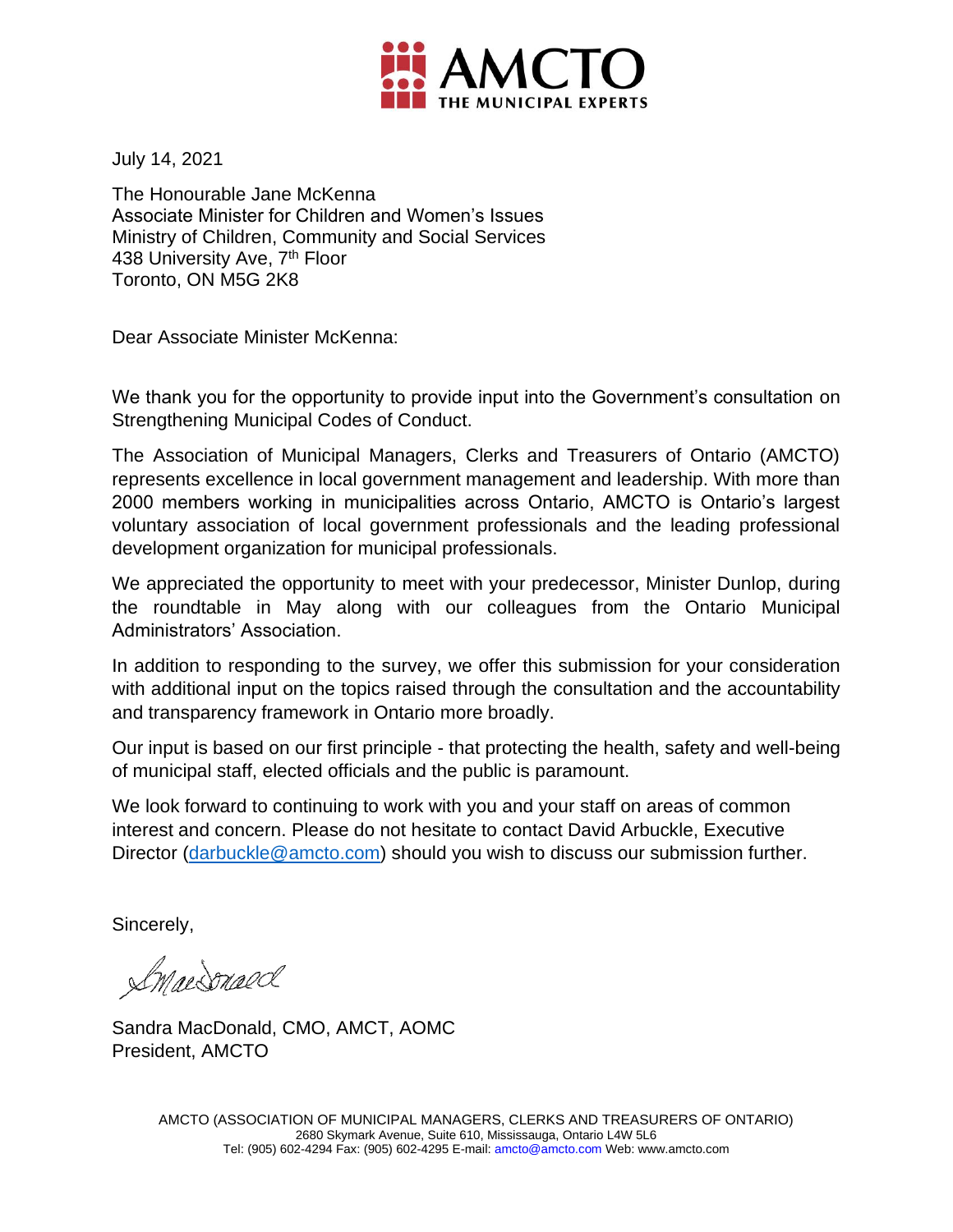AMCTO
THE MUNICIPAL EXPERTS

July 14, 2021

The Honourable Jane McKenna
Associate Minister for Children and Women's Issues
Ministry of Children, Community and Social Services
438 University Ave, 7th Floor
Toronto, ON M5G 2K8

Dear Associate Minister McKenna:

We thank you for the opportunity to provide input into the Government's consultation on Strengthening Municipal Codes of Conduct.

The Association of Municipal Managers, Clerks and Treasurers of Ontario (AMCTO) represents excellence in local government management and leadership. With more than 2000 members working in municipalities across Ontario, AMCTO is Ontario's largest voluntary association of local government professionals and the leading professional development organization for municipal professionals.

We appreciated the opportunity to meet with your predecessor, Minister Dunlop, during the roundtable in May along with our colleagues from the Ontario Municipal Administrators' Association.

In addition to responding to the survey, we offer this submission for your consideration with additional input on the topics raised through the consultation and the accountability and transparency framework in Ontario more broadly.

Our input is based on our first principle - that protecting the health, safety and well-being of municipal staff, elected officials and the public is paramount.

We look forward to continuing to work with you and your staff on areas of common interest and concern. Please do not hesitate to contact David Arbuckle, Executive Director (darbuckle@amcto.com) should you wish to discuss our submission further.

Sincerely,

SMacDonald

Sandra MacDonald, CMO, AMCT, AOMC
President, AMCTO

AMCTO (ASSOCIATION OF MUNICIPAL MANAGERS, CLERKS AND TREASURERS OF ONTARIO)
2680 Skymark Avenue, Suite 610, Mississauga, Ontario L4W 5L6
Tel: (905) 602-4294 Fax: (905) 602-4295 E-mail: amcto@amcto.com Web: www.amcto.com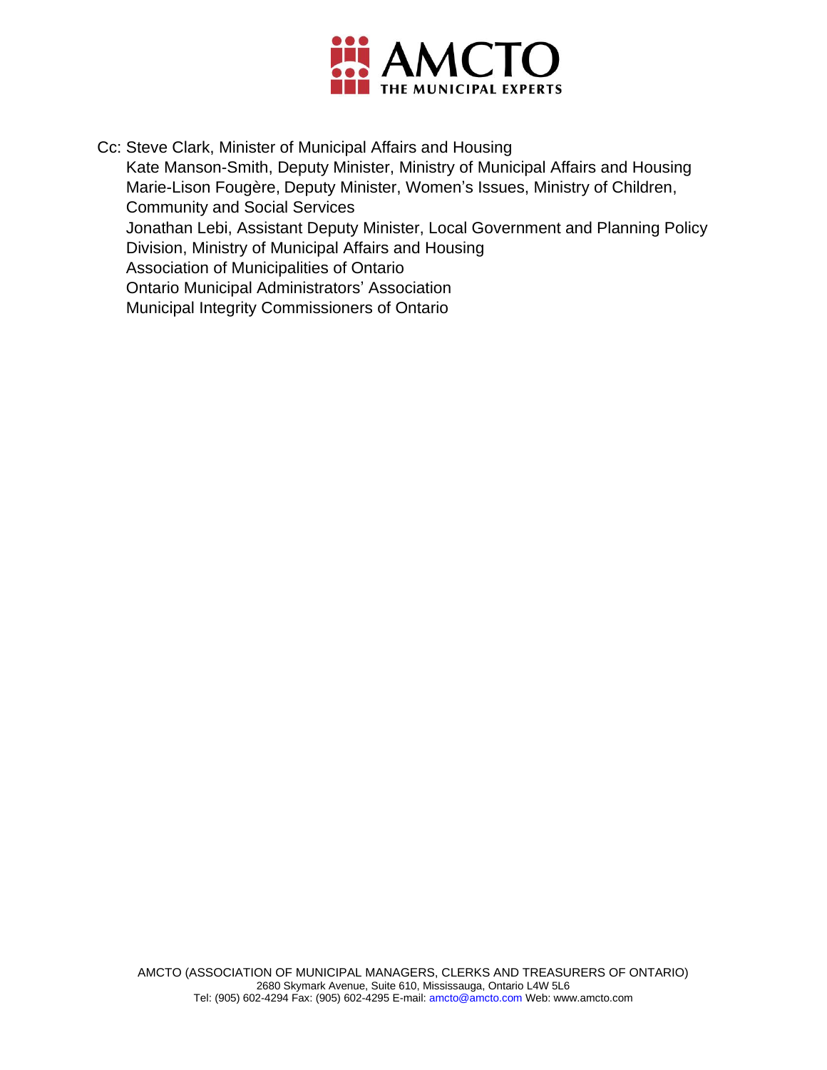Cc: Steve Clark, Minister of Municipal Affairs and Housing
Kate Manson-Smith, Deputy Minister, Ministry of Municipal Affairs and Housing
Marie-Lison Fougère, Deputy Minister, Women's Issues, Ministry of Children, Community and Social Services
Jonathan Lebi, Assistant Deputy Minister, Local Government and Planning Policy Division, Ministry of Municipal Affairs and Housing
Association of Municipalities of Ontario
Ontario Municipal Administrators' Association
Municipal Integrity Commissioners of Ontario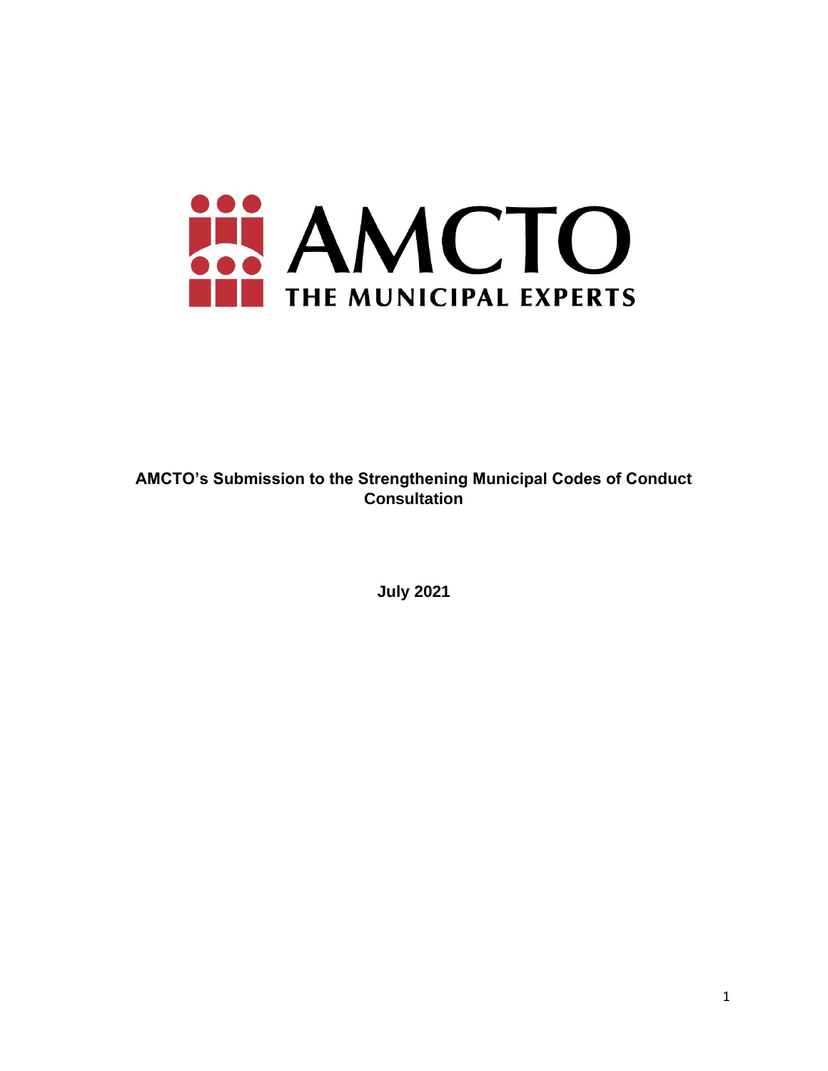**AMCTO's Submission to the Strengthening Municipal Codes of Conduct Consultation**

**July 2021**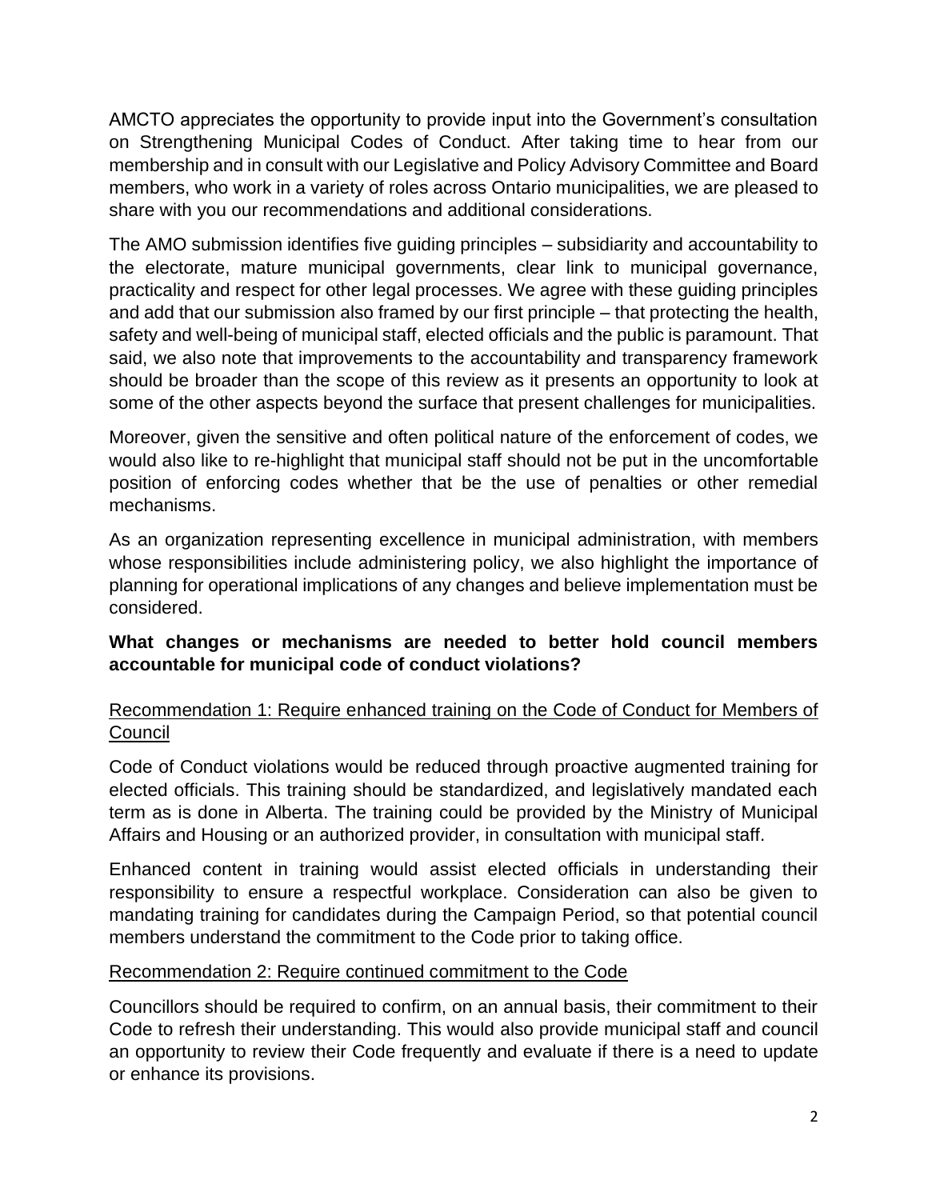AMCTO appreciates the opportunity to provide input into the Government's consultation on Strengthening Municipal Codes of Conduct. After taking time to hear from our membership and in consult with our Legislative and Policy Advisory Committee and Board members, who work in a variety of roles across Ontario municipalities, we are pleased to share with you our recommendations and additional considerations.

The AMO submission identifies five guiding principles – subsidiarity and accountability to the electorate, mature municipal governments, clear link to municipal governance, practicality and respect for other legal processes. We agree with these guiding principles and add that our submission also framed by our first principle – that protecting the health, safety and well-being of municipal staff, elected officials and the public is paramount. That said, we also note that improvements to the accountability and transparency framework should be broader than the scope of this review as it presents an opportunity to look at some of the other aspects beyond the surface that present challenges for municipalities.

Moreover, given the sensitive and often political nature of the enforcement of codes, we would also like to re-highlight that municipal staff should not be put in the uncomfortable position of enforcing codes whether that be the use of penalties or other remedial mechanisms.

As an organization representing excellence in municipal administration, with members whose responsibilities include administering policy, we also highlight the importance of planning for operational implications of any changes and believe implementation must be considered.

**What changes or mechanisms are needed to better hold council members accountable for municipal code of conduct violations?**

<u>Recommendation 1: Require enhanced training on the Code of Conduct for Members of Council</u>

Code of Conduct violations would be reduced through proactive augmented training for elected officials. This training should be standardized, and legislatively mandated each term as is done in Alberta. The training could be provided by the Ministry of Municipal Affairs and Housing or an authorized provider, in consultation with municipal staff.

Enhanced content in training would assist elected officials in understanding their responsibility to ensure a respectful workplace. Consideration can also be given to mandating training for candidates during the Campaign Period, so that potential council members understand the commitment to the Code prior to taking office.

<u>Recommendation 2: Require continued commitment to the Code</u>

Councillors should be required to confirm, on an annual basis, their commitment to their Code to refresh their understanding. This would also provide municipal staff and council an opportunity to review their Code frequently and evaluate if there is a need to update or enhance its provisions.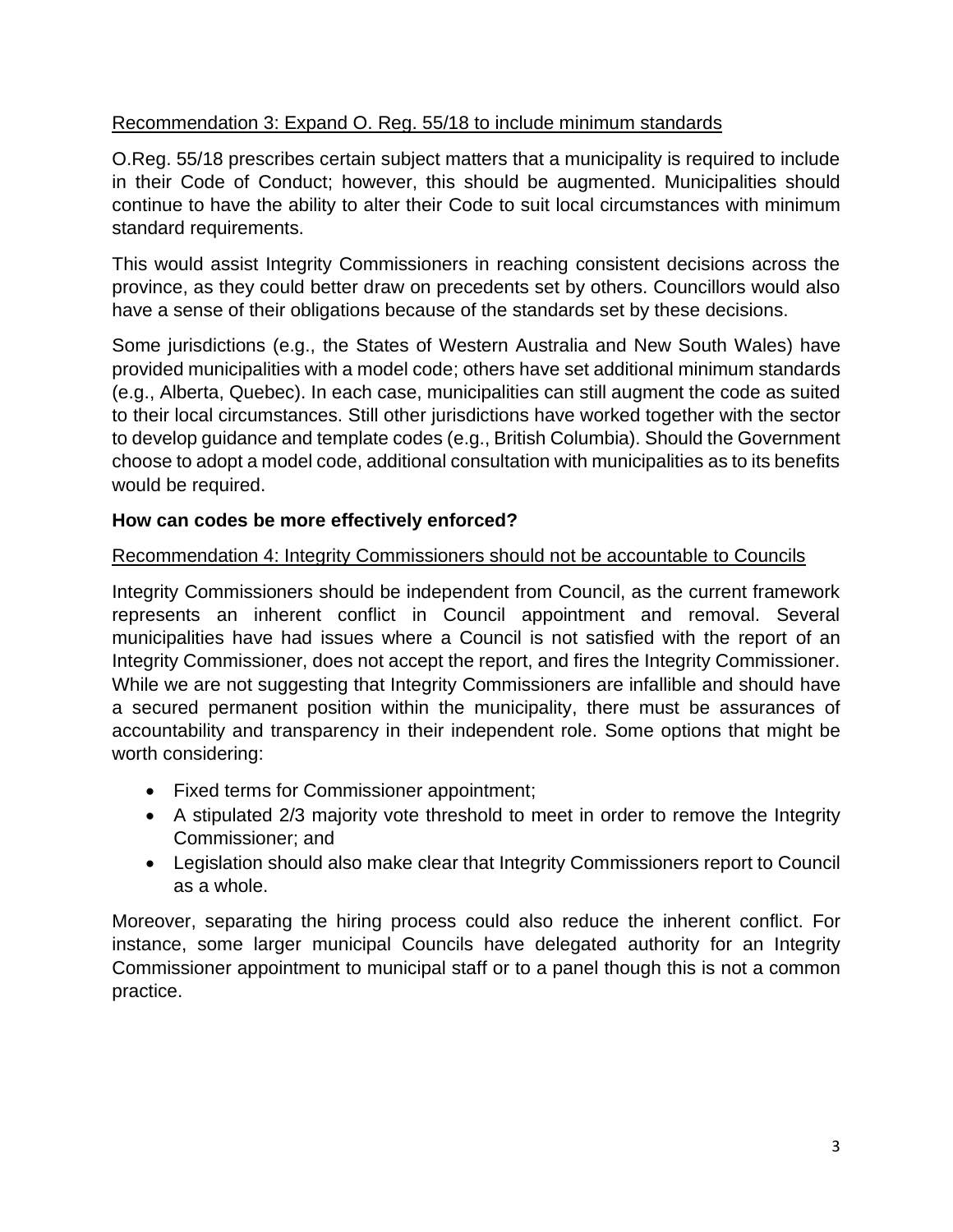Recommendation 3: Expand O. Reg. 55/18 to include minimum standards

O.Reg. 55/18 prescribes certain subject matters that a municipality is required to include in their Code of Conduct; however, this should be augmented. Municipalities should continue to have the ability to alter their Code to suit local circumstances with minimum standard requirements.

This would assist Integrity Commissioners in reaching consistent decisions across the province, as they could better draw on precedents set by others. Councillors would also have a sense of their obligations because of the standards set by these decisions.

Some jurisdictions (e.g., the States of Western Australia and New South Wales) have provided municipalities with a model code; others have set additional minimum standards (e.g., Alberta, Quebec). In each case, municipalities can still augment the code as suited to their local circumstances. Still other jurisdictions have worked together with the sector to develop guidance and template codes (e.g., British Columbia). Should the Government choose to adopt a model code, additional consultation with municipalities as to its benefits would be required.

**How can codes be more effectively enforced?**

Recommendation 4: Integrity Commissioners should not be accountable to Councils

Integrity Commissioners should be independent from Council, as the current framework represents an inherent conflict in Council appointment and removal. Several municipalities have had issues where a Council is not satisfied with the report of an Integrity Commissioner, does not accept the report, and fires the Integrity Commissioner. While we are not suggesting that Integrity Commissioners are infallible and should have a secured permanent position within the municipality, there must be assurances of accountability and transparency in their independent role. Some options that might be worth considering:

- Fixed terms for Commissioner appointment;
- A stipulated 2/3 majority vote threshold to meet in order to remove the Integrity Commissioner; and
- Legislation should also make clear that Integrity Commissioners report to Council as a whole.

Moreover, separating the hiring process could also reduce the inherent conflict. For instance, some larger municipal Councils have delegated authority for an Integrity Commissioner appointment to municipal staff or to a panel though this is not a common practice.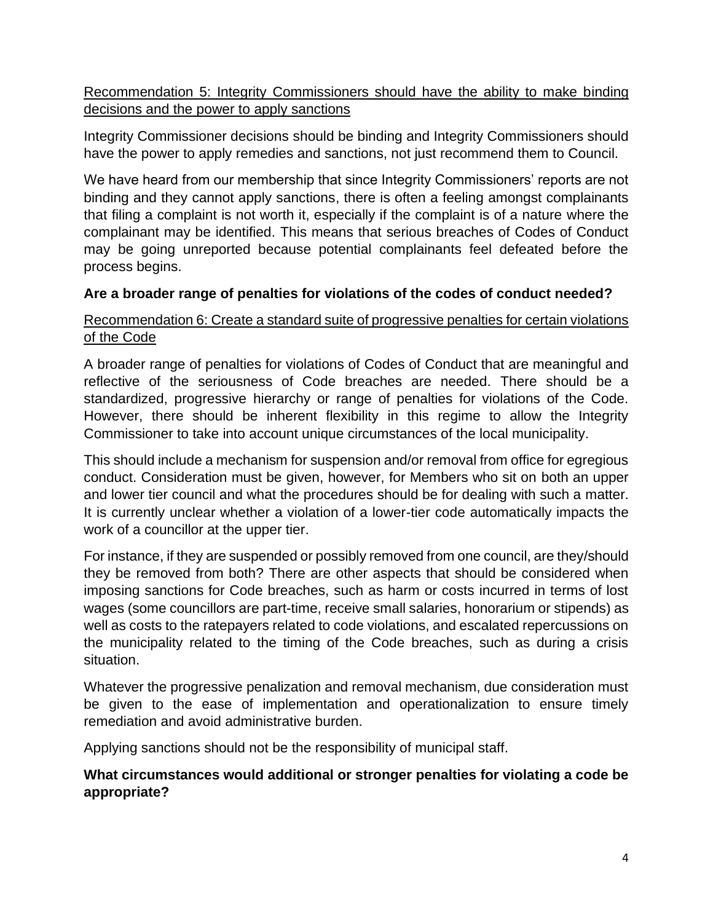<u>Recommendation 5: Integrity Commissioners should have the ability to make binding decisions and the power to apply sanctions</u>

Integrity Commissioner decisions should be binding and Integrity Commissioners should have the power to apply remedies and sanctions, not just recommend them to Council.

We have heard from our membership that since Integrity Commissioners' reports are not binding and they cannot apply sanctions, there is often a feeling amongst complainants that filing a complaint is not worth it, especially if the complaint is of a nature where the complainant may be identified. This means that serious breaches of Codes of Conduct may be going unreported because potential complainants feel defeated before the process begins.

**Are a broader range of penalties for violations of the codes of conduct needed?**

<u>Recommendation 6: Create a standard suite of progressive penalties for certain violations of the Code</u>

A broader range of penalties for violations of Codes of Conduct that are meaningful and reflective of the seriousness of Code breaches are needed. There should be a standardized, progressive hierarchy or range of penalties for violations of the Code. However, there should be inherent flexibility in this regime to allow the Integrity Commissioner to take into account unique circumstances of the local municipality.

This should include a mechanism for suspension and/or removal from office for egregious conduct. Consideration must be given, however, for Members who sit on both an upper and lower tier council and what the procedures should be for dealing with such a matter. It is currently unclear whether a violation of a lower-tier code automatically impacts the work of a councillor at the upper tier.

For instance, if they are suspended or possibly removed from one council, are they/should they be removed from both? There are other aspects that should be considered when imposing sanctions for Code breaches, such as harm or costs incurred in terms of lost wages (some councillors are part-time, receive small salaries, honorarium or stipends) as well as costs to the ratepayers related to code violations, and escalated repercussions on the municipality related to the timing of the Code breaches, such as during a crisis situation.

Whatever the progressive penalization and removal mechanism, due consideration must be given to the ease of implementation and operationalization to ensure timely remediation and avoid administrative burden.

Applying sanctions should not be the responsibility of municipal staff.

**What circumstances would additional or stronger penalties for violating a code be appropriate?**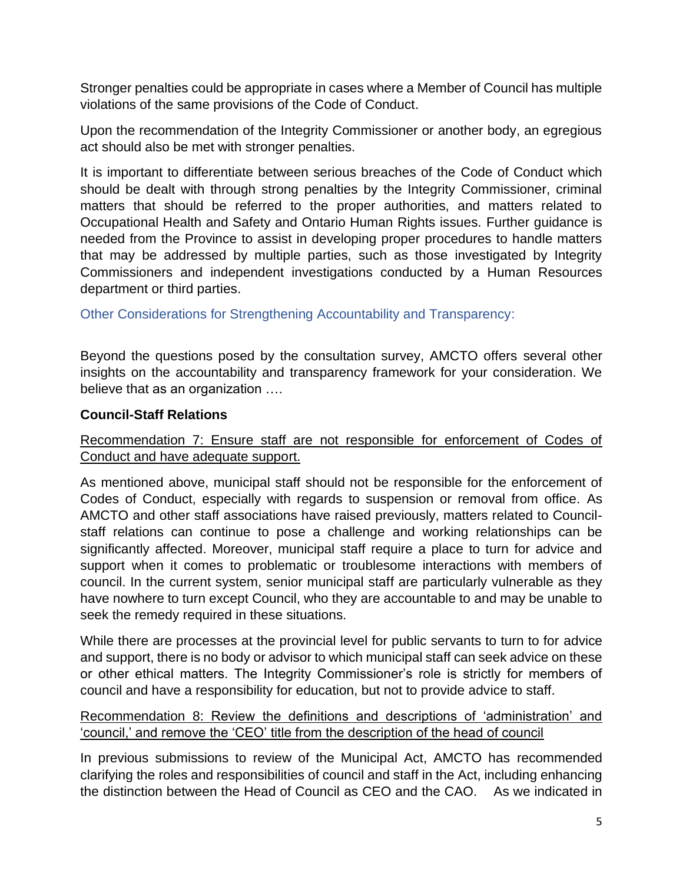Stronger penalties could be appropriate in cases where a Member of Council has multiple violations of the same provisions of the Code of Conduct.

Upon the recommendation of the Integrity Commissioner or another body, an egregious act should also be met with stronger penalties.

It is important to differentiate between serious breaches of the Code of Conduct which should be dealt with through strong penalties by the Integrity Commissioner, criminal matters that should be referred to the proper authorities, and matters related to Occupational Health and Safety and Ontario Human Rights issues. Further guidance is needed from the Province to assist in developing proper procedures to handle matters that may be addressed by multiple parties, such as those investigated by Integrity Commissioners and independent investigations conducted by a Human Resources department or third parties.

## Other Considerations for Strengthening Accountability and Transparency:

Beyond the questions posed by the consultation survey, AMCTO offers several other insights on the accountability and transparency framework for your consideration. We believe that as an organization ….

### Council-Staff Relations

<u>Recommendation 7: Ensure staff are not responsible for enforcement of Codes of Conduct and have adequate support.</u>

As mentioned above, municipal staff should not be responsible for the enforcement of Codes of Conduct, especially with regards to suspension or removal from office. As AMCTO and other staff associations have raised previously, matters related to Council-staff relations can continue to pose a challenge and working relationships can be significantly affected. Moreover, municipal staff require a place to turn for advice and support when it comes to problematic or troublesome interactions with members of council. In the current system, senior municipal staff are particularly vulnerable as they have nowhere to turn except Council, who they are accountable to and may be unable to seek the remedy required in these situations.

While there are processes at the provincial level for public servants to turn to for advice and support, there is no body or advisor to which municipal staff can seek advice on these or other ethical matters. The Integrity Commissioner's role is strictly for members of council and have a responsibility for education, but not to provide advice to staff.

<u>Recommendation 8: Review the definitions and descriptions of 'administration' and 'council,' and remove the 'CEO' title from the description of the head of council</u>

In previous submissions to review of the Municipal Act, AMCTO has recommended clarifying the roles and responsibilities of council and staff in the Act, including enhancing the distinction between the Head of Council as CEO and the CAO. As we indicated in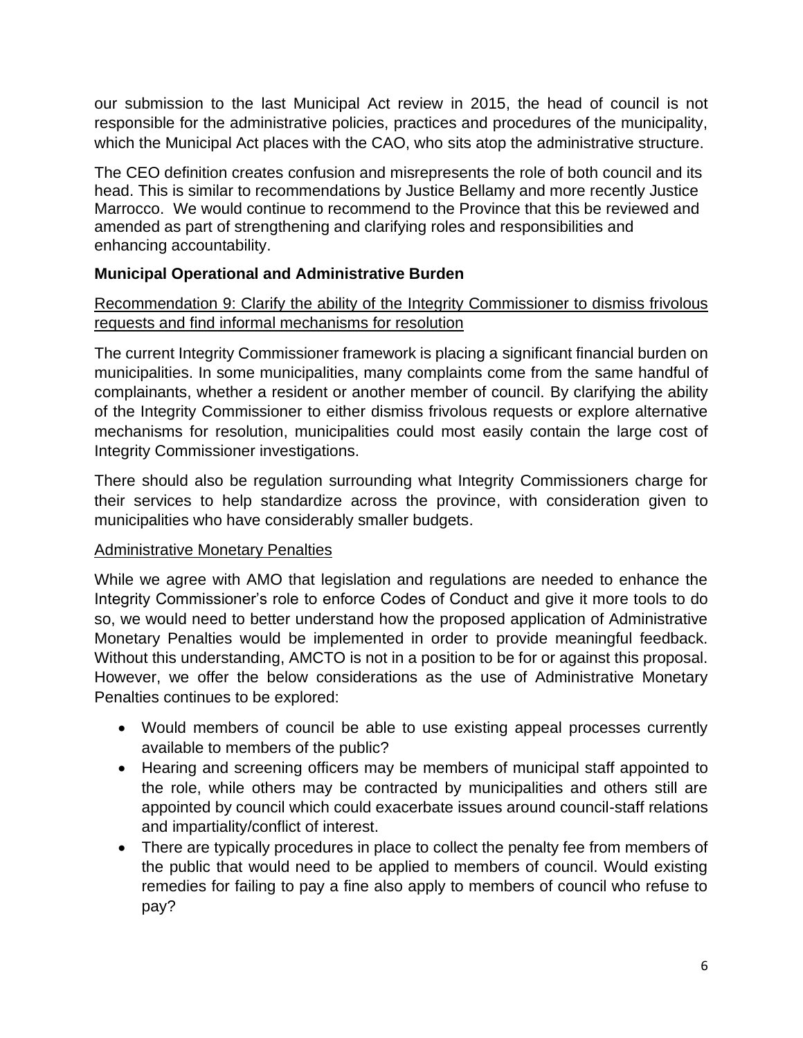our submission to the last Municipal Act review in 2015, the head of council is not responsible for the administrative policies, practices and procedures of the municipality, which the Municipal Act places with the CAO, who sits atop the administrative structure.

The CEO definition creates confusion and misrepresents the role of both council and its head. This is similar to recommendations by Justice Bellamy and more recently Justice Marrocco. We would continue to recommend to the Province that this be reviewed and amended as part of strengthening and clarifying roles and responsibilities and enhancing accountability.

### Municipal Operational and Administrative Burden

<u>Recommendation 9: Clarify the ability of the Integrity Commissioner to dismiss frivolous requests and find informal mechanisms for resolution</u>

The current Integrity Commissioner framework is placing a significant financial burden on municipalities. In some municipalities, many complaints come from the same handful of complainants, whether a resident or another member of council. By clarifying the ability of the Integrity Commissioner to either dismiss frivolous requests or explore alternative mechanisms for resolution, municipalities could most easily contain the large cost of Integrity Commissioner investigations.

There should also be regulation surrounding what Integrity Commissioners charge for their services to help standardize across the province, with consideration given to municipalities who have considerably smaller budgets.

<u>Administrative Monetary Penalties</u>

While we agree with AMO that legislation and regulations are needed to enhance the Integrity Commissioner's role to enforce Codes of Conduct and give it more tools to do so, we would need to better understand how the proposed application of Administrative Monetary Penalties would be implemented in order to provide meaningful feedback. Without this understanding, AMCTO is not in a position to be for or against this proposal. However, we offer the below considerations as the use of Administrative Monetary Penalties continues to be explored:

- Would members of council be able to use existing appeal processes currently available to members of the public?
- Hearing and screening officers may be members of municipal staff appointed to the role, while others may be contracted by municipalities and others still are appointed by council which could exacerbate issues around council-staff relations and impartiality/conflict of interest.
- There are typically procedures in place to collect the penalty fee from members of the public that would need to be applied to members of council. Would existing remedies for failing to pay a fine also apply to members of council who refuse to pay?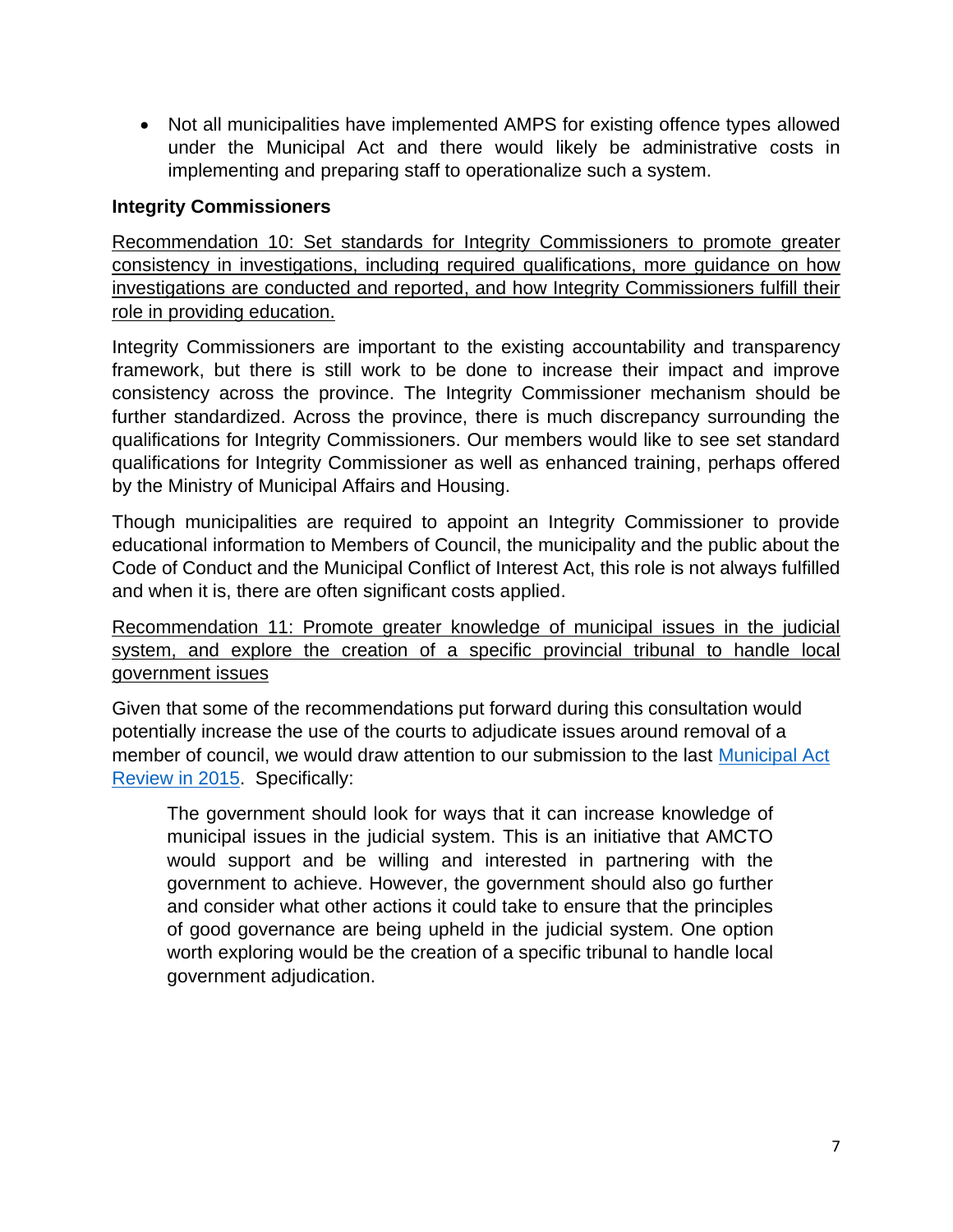- Not all municipalities have implemented AMPS for existing offence types allowed under the Municipal Act and there would likely be administrative costs in implementing and preparing staff to operationalize such a system.

**Integrity Commissioners**

Recommendation 10: Set standards for Integrity Commissioners to promote greater consistency in investigations, including required qualifications, more guidance on how investigations are conducted and reported, and how Integrity Commissioners fulfill their role in providing education.

Integrity Commissioners are important to the existing accountability and transparency framework, but there is still work to be done to increase their impact and improve consistency across the province. The Integrity Commissioner mechanism should be further standardized. Across the province, there is much discrepancy surrounding the qualifications for Integrity Commissioners. Our members would like to see set standard qualifications for Integrity Commissioner as well as enhanced training, perhaps offered by the Ministry of Municipal Affairs and Housing.

Though municipalities are required to appoint an Integrity Commissioner to provide educational information to Members of Council, the municipality and the public about the Code of Conduct and the Municipal Conflict of Interest Act, this role is not always fulfilled and when it is, there are often significant costs applied.

Recommendation 11: Promote greater knowledge of municipal issues in the judicial system, and explore the creation of a specific provincial tribunal to handle local government issues

Given that some of the recommendations put forward during this consultation would potentially increase the use of the courts to adjudicate issues around removal of a member of council, we would draw attention to our submission to the last Municipal Act Review in 2015. Specifically:

> The government should look for ways that it can increase knowledge of municipal issues in the judicial system. This is an initiative that AMCTO would support and be willing and interested in partnering with the government to achieve. However, the government should also go further and consider what other actions it could take to ensure that the principles of good governance are being upheld in the judicial system. One option worth exploring would be the creation of a specific tribunal to handle local government adjudication.